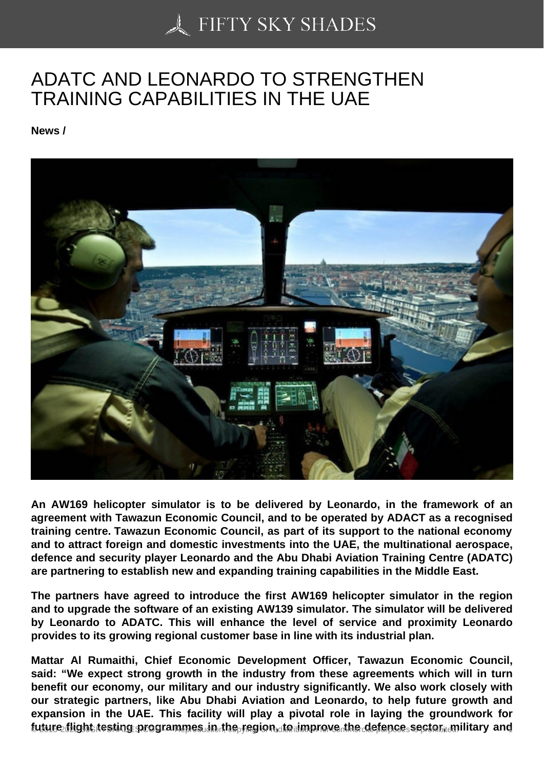# ADATC AND LEONARDO TO STRENGTHEN TRAINING CAPABILITIES IN THE UAE

**News /**

**An AW169 helicopter simulator is to be delivered by Leonardo, in the framework of an agreement with Tawazun Economic Council, and to be operated by ADACT as a recognised training centre. Tawazun Economic Council, as part of its support to the national economy and to attract foreign and domestic investments into the UAE, the multinational aerospace, defence and security player Leonardo and the Abu Dhabi Aviation Training Centre (ADATC) are partnering to establish new and expanding training capabilities in the Middle East.**

**The partners have agreed to introduce the first AW169 helicopter simulator in the region and to upgrade the software of an existing AW139 simulator. The simulator will be delivered by Leonardo to ADATC. This will enhance the level of service and proximity Leonardo provides to its growing regional customer base in line with its industrial plan.**

**Mattar Al Rumaithi, Chief Economic Development Officer, Tawazun Economic Council, said: "We expect strong growth in the industry from these agreements which will in turn benefit our economy, our military and our industry significantly. We also work closely with our strategic partners, like Abu Dhabi Aviation and Leonardo, to help future growth and expansion in the UAE. This facility will play a pivotal role in laying the groundwork for future flight testing programmes in the region, to improve the defence sector, military and**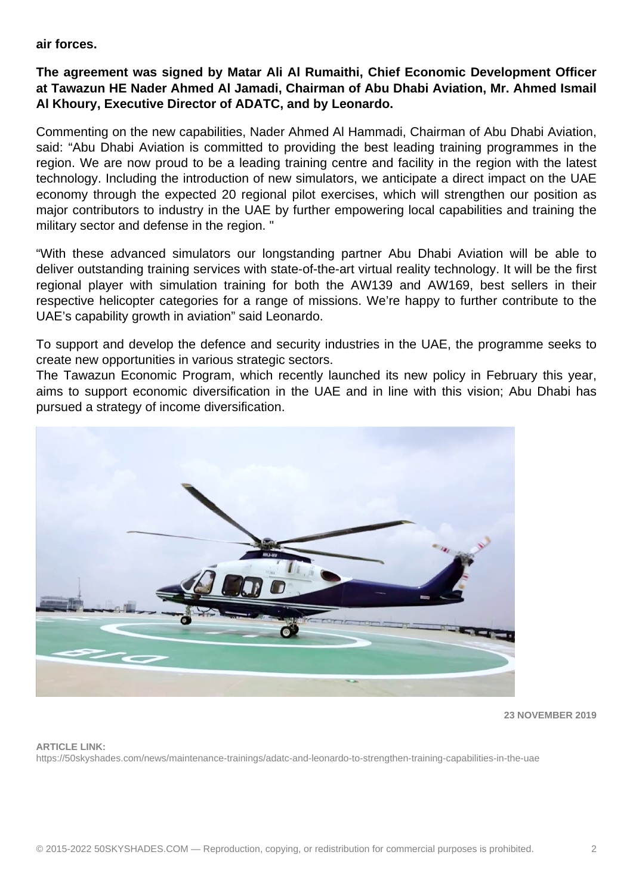**air forces.**

**The agreement was signed by Matar Ali Al Rumaithi, Chief Economic Development Officer at Tawazun HE Nader Ahmed Al Jamadi, Chairman of Abu Dhabi Aviation, Mr. Ahmed Ismail Al Khoury, Executive Director of ADATC, and by Leonardo.**

Commenting on the new capabilities, Nader Ahmed Al Hammadi, Chairman of Abu Dhabi Aviation, said: “Abu Dhabi Aviation is committed to providing the best leading training programmes in the region. We are now proud to be a leading training centre and facility in the region with the latest technology. Including the introduction of new simulators, we anticipate a direct impact on the UAE economy through the expected 20 regional pilot exercises, which will strengthen our position as major contributors to industry in the UAE by further empowering local capabilities and training the military sector and defense in the region. "

“With these advanced simulators our longstanding partner Abu Dhabi Aviation will be able to deliver outstanding training services with state-of-the-art virtual reality technology. It will be the first regional player with simulation training for both the AW139 and AW169, best sellers in their respective helicopter categories for a range of missions. We’re happy to further contribute to the UAE’s capability growth in aviation” said Leonardo.

To support and develop the defence and security industries in the UAE, the programme seeks to create new opportunities in various strategic sectors.
The Tawazun Economic Program, which recently launched its new policy in February this year, aims to support economic diversification in the UAE and in line with this vision; Abu Dhabi has pursued a strategy of income diversification.

**23 NOVEMBER 2019**

**ARTICLE LINK:**
https://50skyshades.com/news/maintenance-trainings/adatc-and-leonardo-to-strengthen-training-capabilities-in-the-uae